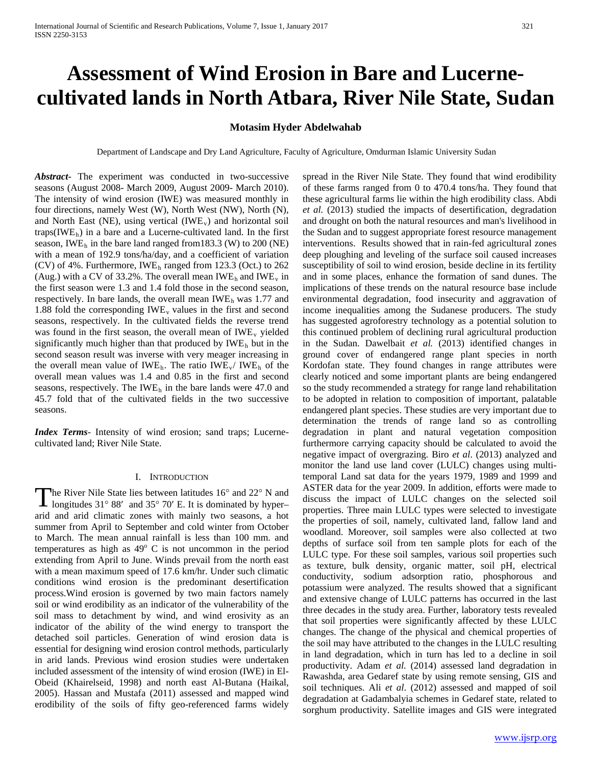# Assessment of Wind Erosion in Bare and Lucerne-cultivated lands in North Atbara, River Nile State, Sudan

**Motasim Hyder Abdelwahab**

Department of Landscape and Dry Land Agriculture, Faculty of Agriculture, Omdurman Islamic University Sudan

***Abstract***- The experiment was conducted in two-successive seasons (August 2008- March 2009, August 2009- March 2010). The intensity of wind erosion (IWE) was measured monthly in four directions, namely West (W), North West (NW), North (N), and North East (NE), using vertical ($IWE_v$) and horizontal soil traps($IWE_h$) in a bare and a Lucerne-cultivated land. In the first season, $IWE_h$ in the bare land ranged from183.3 (W) to 200 (NE) with a mean of 192.9 tons/ha/day, and a coefficient of variation (CV) of 4%. Furthermore, $IWE_h$ ranged from 123.3 (Oct.) to 262 (Aug.) with a CV of 33.2%. The overall mean $IWE_h$ and $IWE_v$ in the first season were 1.3 and 1.4 fold those in the second season, respectively. In bare lands, the overall mean $IWE_h$ was 1.77 and 1.88 fold the corresponding $IWE_v$ values in the first and second seasons, respectively. In the cultivated fields the reverse trend was found in the first season, the overall mean of $IWE_v$ yielded significantly much higher than that produced by $IWE_h$ but in the second season result was inverse with very meager increasing in the overall mean value of $IWE_h$. The ratio $IWE_v$/ $IWE_h$ of the overall mean values was 1.4 and 0.85 in the first and second seasons, respectively. The $IWE_h$ in the bare lands were 47.0 and 45.7 fold that of the cultivated fields in the two successive seasons.

***Index Terms***- Intensity of wind erosion; sand traps; Lucerne-cultivated land; River Nile State.

## I. Introduction

The River Nile State lies between latitudes 16° and 22° N and longitudes 31° 88′ and 35° 70′ E. It is dominated by hyper–arid and arid climatic zones with mainly two seasons, a hot summer from April to September and cold winter from October to March. The mean annual rainfall is less than 100 mm. and temperatures as high as 49$^o$ C is not uncommon in the period extending from April to June. Winds prevail from the north east with a mean maximum speed of 17.6 km/hr. Under such climatic conditions wind erosion is the predominant desertification process.Wind erosion is governed by two main factors namely soil or wind erodibility as an indicator of the vulnerability of the soil mass to detachment by wind, and wind erosivity as an indicator of the ability of the wind energy to transport the detached soil particles. Generation of wind erosion data is essential for designing wind erosion control methods, particularly in arid lands. Previous wind erosion studies were undertaken included assessment of the intensity of wind erosion (IWE) in El-Obeid (Khairelseid, 1998) and north east Al-Butana (Haikal, 2005). Hassan and Mustafa (2011) assessed and mapped wind erodibility of the soils of fifty geo-referenced farms widely spread in the River Nile State. They found that wind erodibility of these farms ranged from 0 to 470.4 tons/ha. They found that these agricultural farms lie within the high erodibility class. Abdi *et al.* (2013) studied the impacts of desertification, degradation and drought on both the natural resources and man's livelihood in the Sudan and to suggest appropriate forest resource management interventions. Results showed that in rain-fed agricultural zones deep ploughing and leveling of the surface soil caused increases susceptibility of soil to wind erosion, beside decline in its fertility and in some places, enhance the formation of sand dunes. The implications of these trends on the natural resource base include environmental degradation, food insecurity and aggravation of income inequalities among the Sudanese producers. The study has suggested agroforestry technology as a potential solution to this continued problem of declining rural agricultural production in the Sudan. Dawelbait *et al.* (2013) identified changes in ground cover of endangered range plant species in north Kordofan state. They found changes in range attributes were clearly noticed and some important plants are being endangered so the study recommended a strategy for range land rehabilitation to be adopted in relation to composition of important, palatable endangered plant species. These studies are very important due to determination the trends of range land so as controlling degradation in plant and natural vegetation composition furthermore carrying capacity should be calculated to avoid the negative impact of overgrazing. Biro *et al*. (2013) analyzed and monitor the land use land cover (LULC) changes using multi-temporal Land sat data for the years 1979, 1989 and 1999 and ASTER data for the year 2009. In addition, efforts were made to discuss the impact of LULC changes on the selected soil properties. Three main LULC types were selected to investigate the properties of soil, namely, cultivated land, fallow land and woodland. Moreover, soil samples were also collected at two depths of surface soil from ten sample plots for each of the LULC type. For these soil samples, various soil properties such as texture, bulk density, organic matter, soil pH, electrical conductivity, sodium adsorption ratio, phosphorous and potassium were analyzed. The results showed that a significant and extensive change of LULC patterns has occurred in the last three decades in the study area. Further, laboratory tests revealed that soil properties were significantly affected by these LULC changes. The change of the physical and chemical properties of the soil may have attributed to the changes in the LULC resulting in land degradation, which in turn has led to a decline in soil productivity. Adam *et al.* (2014) assessed land degradation in Rawashda, area Gedaref state by using remote sensing, GIS and soil techniques. Ali *et al*. (2012) assessed and mapped of soil degradation at Gadambalyia schemes in Gedaref state, related to sorghum productivity. Satellite images and GIS were integrated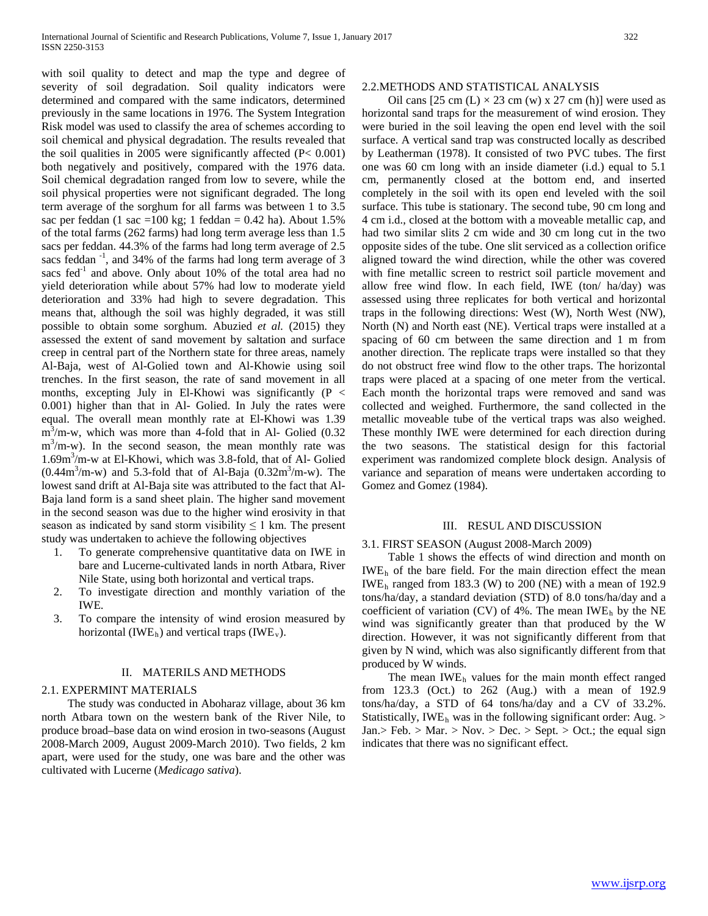with soil quality to detect and map the type and degree of severity of soil degradation. Soil quality indicators were determined and compared with the same indicators, determined previously in the same locations in 1976. The System Integration Risk model was used to classify the area of schemes according to soil chemical and physical degradation. The results revealed that the soil qualities in 2005 were significantly affected ($P < 0.001$) both negatively and positively, compared with the 1976 data. Soil chemical degradation ranged from low to severe, while the soil physical properties were not significant degraded. The long term average of the sorghum for all farms was between 1 to 3.5 sac per feddan (1 sac =100 kg; 1 feddan = 0.42 ha). About 1.5% of the total farms (262 farms) had long term average less than 1.5 sacs per feddan. 44.3% of the farms had long term average of 2.5 sacs feddan $^{-1}$, and 34% of the farms had long term average of 3 sacs fed$^{-1}$ and above. Only about 10% of the total area had no yield deterioration while about 57% had low to moderate yield deterioration and 33% had high to severe degradation. This means that, although the soil was highly degraded, it was still possible to obtain some sorghum. Abuzied *et al.* (2015) they assessed the extent of sand movement by saltation and surface creep in central part of the Northern state for three areas, namely Al-Baja, west of Al-Golied town and Al-Khowie using soil trenches. In the first season, the rate of sand movement in all months, excepting July in El-Khowi was significantly ($P < 0.001$) higher than that in Al- Golied. In July the rates were equal. The overall mean monthly rate at El-Khowi was 1.39 $m^3$/m-w, which was more than 4-fold that in Al- Golied (0.32 $m^3$/m-w). In the second season, the mean monthly rate was 1.69$m^3$/m-w at El-Khowi, which was 3.8-fold, that of Al- Golied (0.44$m^3$/m-w) and 5.3-fold that of Al-Baja (0.32$m^3$/m-w). The lowest sand drift at Al-Baja site was attributed to the fact that Al-Baja land form is a sand sheet plain. The higher sand movement in the second season was due to the higher wind erosivity in that season as indicated by sand storm visibility $\leq$ 1 km. The present study was undertaken to achieve the following objectives

1. To generate comprehensive quantitative data on IWE in bare and Lucerne-cultivated lands in north Atbara, River Nile State, using both horizontal and vertical traps.
2. To investigate direction and monthly variation of the IWE.
3. To compare the intensity of wind erosion measured by horizontal ($IWE_h$) and vertical traps ($IWE_v$).

## II. MATERILS AND METHODS

### 2.1. EXPERMINT MATERIALS

The study was conducted in Aboharaz village, about 36 km north Atbara town on the western bank of the River Nile, to produce broad–base data on wind erosion in two-seasons (August 2008-March 2009, August 2009-March 2010). Two fields, 2 km apart, were used for the study, one was bare and the other was cultivated with Lucerne (*Medicago sativa*).

### 2.2.METHODS AND STATISTICAL ANALYSIS

Oil cans [25 cm (L) × 23 cm (w) x 27 cm (h)] were used as horizontal sand traps for the measurement of wind erosion. They were buried in the soil leaving the open end level with the soil surface. A vertical sand trap was constructed locally as described by Leatherman (1978). It consisted of two PVC tubes. The first one was 60 cm long with an inside diameter (i.d.) equal to 5.1 cm, permanently closed at the bottom end, and inserted completely in the soil with its open end leveled with the soil surface. This tube is stationary. The second tube, 90 cm long and 4 cm i.d., closed at the bottom with a moveable metallic cap, and had two similar slits 2 cm wide and 30 cm long cut in the two opposite sides of the tube. One slit serviced as a collection orifice aligned toward the wind direction, while the other was covered with fine metallic screen to restrict soil particle movement and allow free wind flow. In each field, IWE (ton/ ha/day) was assessed using three replicates for both vertical and horizontal traps in the following directions: West (W), North West (NW), North (N) and North east (NE). Vertical traps were installed at a spacing of 60 cm between the same direction and 1 m from another direction. The replicate traps were installed so that they do not obstruct free wind flow to the other traps. The horizontal traps were placed at a spacing of one meter from the vertical. Each month the horizontal traps were removed and sand was collected and weighed. Furthermore, the sand collected in the metallic moveable tube of the vertical traps was also weighed. These monthly IWE were determined for each direction during the two seasons. The statistical design for this factorial experiment was randomized complete block design. Analysis of variance and separation of means were undertaken according to Gomez and Gomez (1984).

## III. RESUL AND DISCUSSION

### 3.1. FIRST SEASON (August 2008-March 2009)

Table 1 shows the effects of wind direction and month on $IWE_h$ of the bare field. For the main direction effect the mean $IWE_h$ ranged from 183.3 (W) to 200 (NE) with a mean of 192.9 tons/ha/day, a standard deviation (STD) of 8.0 tons/ha/day and a coefficient of variation (CV) of 4%. The mean $IWE_h$ by the NE wind was significantly greater than that produced by the W direction. However, it was not significantly different from that given by N wind, which was also significantly different from that produced by W winds.

The mean $IWE_h$ values for the main month effect ranged from 123.3 (Oct.) to 262 (Aug.) with a mean of 192.9 tons/ha/day, a STD of 64 tons/ha/day and a CV of 33.2%. Statistically, $IWE_h$ was in the following significant order: Aug. > Jan.> Feb. > Mar. > Nov. > Dec. > Sept. > Oct.; the equal sign indicates that there was no significant effect.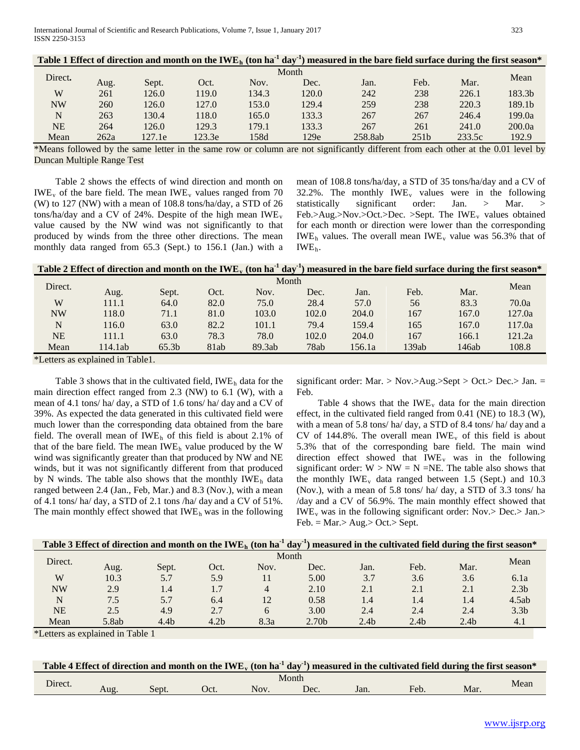**Table 1 Effect of direction and month on the $IWE_h$ (ton $ha^{-1}$ $day^{-1}$) measured in the bare field surface during the first season***

| Direct. | Month | | | | | | | | Mean |
|---|---|---|---|---|---|---|---|---|---|
| | Aug. | Sept. | Oct. | Nov. | Dec. | Jan. | Feb. | Mar. | |
| W | 261 | 126.0 | 119.0 | 134.3 | 120.0 | 242 | 238 | 226.1 | 183.3b |
| NW | 260 | 126.0 | 127.0 | 153.0 | 129.4 | 259 | 238 | 220.3 | 189.1b |
| N | 263 | 130.4 | 118.0 | 165.0 | 133.3 | 267 | 267 | 246.4 | 199.0a |
| NE | 264 | 126.0 | 129.3 | 179.1 | 133.3 | 267 | 261 | 241.0 | 200.0a |
| Mean | 262a | 127.1e | 123.3e | 158d | 129e | 258.8ab | 251b | 233.5c | 192.9 |

*Means followed by the same letter in the same row or column are not significantly different from each other at the 0.01 level by Duncan Multiple Range Test

Table 2 shows the effects of wind direction and month on $IWE_v$ of the bare field. The mean $IWE_v$ values ranged from 70 (W) to 127 (NW) with a mean of 108.8 tons/ha/day, a STD of 26 tons/ha/day and a CV of 24%. Despite of the high mean $IWE_v$ value caused by the NW wind was not significantly to that produced by winds from the three other directions. The mean monthly data ranged from 65.3 (Sept.) to 156.1 (Jan.) with a mean of 108.8 tons/ha/day, a STD of 35 tons/ha/day and a CV of 32.2%. The monthly $IWE_v$ values were in the following statistically significant order: Jan. > Mar. > Feb.>Aug.>Nov.>Oct.>Dec. >Sept. The $IWE_v$ values obtained for each month or direction were lower than the corresponding $IWE_h$ values. The overall mean $IWE_v$ value was 56.3% that of $IWE_h$.

**Table 2 Effect of direction and month on the $IWE_v$ (ton $ha^{-1}$ $day^{-1}$) measured in the bare field surface during the first season***

| Direct. | Month | | | | | | | | Mean |
|---|---|---|---|---|---|---|---|---|---|
| | Aug. | Sept. | Oct. | Nov. | Dec. | Jan. | Feb. | Mar. | |
| W | 111.1 | 64.0 | 82.0 | 75.0 | 28.4 | 57.0 | 56 | 83.3 | 70.0a |
| NW | 118.0 | 71.1 | 81.0 | 103.0 | 102.0 | 204.0 | 167 | 167.0 | 127.0a |
| N | 116.0 | 63.0 | 82.2 | 101.1 | 79.4 | 159.4 | 165 | 167.0 | 117.0a |
| NE | 111.1 | 63.0 | 78.3 | 78.0 | 102.0 | 204.0 | 167 | 166.1 | 121.2a |
| Mean | 114.1ab | 65.3b | 81ab | 89.3ab | 78ab | 156.1a | 139ab | 146ab | 108.8 |

*Letters as explained in Table1.

Table 3 shows that in the cultivated field, $IWE_h$ data for the main direction effect ranged from 2.3 (NW) to 6.1 (W), with a mean of 4.1 tons/ ha/ day, a STD of 1.6 tons/ ha/ day and a CV of 39%. As expected the data generated in this cultivated field were much lower than the corresponding data obtained from the bare field. The overall mean of $IWE_h$ of this field is about 2.1% of that of the bare field. The mean $IWE_h$ value produced by the W wind was significantly greater than that produced by NW and NE winds, but it was not significantly different from that produced by N winds. The table also shows that the monthly $IWE_h$ data ranged between 2.4 (Jan., Feb, Mar.) and 8.3 (Nov.), with a mean of 4.1 tons/ ha/ day, a STD of 2.1 tons /ha/ day and a CV of 51%. The main monthly effect showed that $IWE_h$ was in the following significant order: Mar. > Nov.>Aug.>Sept > Oct.> Dec.> Jan. = Feb.

Table 4 shows that the $IWE_v$ data for the main direction effect, in the cultivated field ranged from 0.41 (NE) to 18.3 (W), with a mean of 5.8 tons/ ha/ day, a STD of 8.4 tons/ ha/ day and a CV of 144.8%. The overall mean $IWE_v$ of this field is about 5.3% that of the corresponding bare field. The main wind direction effect showed that $IWE_v$ was in the following significant order: W > NW = N =NE. The table also shows that the monthly $IWE_v$ data ranged between 1.5 (Sept.) and 10.3 (Nov.), with a mean of 5.8 tons/ ha/ day, a STD of 3.3 tons/ ha /day and a CV of 56.9%. The main monthly effect showed that $IWE_v$ was in the following significant order: Nov.> Dec.> Jan.> Feb. = Mar.> Aug.> Oct.> Sept.

**Table 3 Effect of direction and month on the $IWE_h$ (ton $ha^{-1}$ $day^{-1}$) measured in the cultivated field during the first season***

| Direct. | Month | | | | | | | | Mean |
|---|---|---|---|---|---|---|---|---|---|
| | Aug. | Sept. | Oct. | Nov. | Dec. | Jan. | Feb. | Mar. | |
| W | 10.3 | 5.7 | 5.9 | 11 | 5.00 | 3.7 | 3.6 | 3.6 | 6.1a |
| NW | 2.9 | 1.4 | 1.7 | 4 | 2.10 | 2.1 | 2.1 | 2.1 | 2.3b |
| N | 7.5 | 5.7 | 6.4 | 12 | 0.58 | 1.4 | 1.4 | 1.4 | 4.5ab |
| NE | 2.5 | 4.9 | 2.7 | 6 | 3.00 | 2.4 | 2.4 | 2.4 | 3.3b |
| Mean | 5.8ab | 4.4b | 4.2b | 8.3a | 2.70b | 2.4b | 2.4b | 2.4b | 4.1 |

*Letters as explained in Table 1

**Table 4 Effect of direction and month on the $IWE_v$ (ton $ha^{-1}$ $day^{-1}$) measured in the cultivated field during the first season***

| Direct. | Month | | | | | | | | Mean |
|---|---|---|---|---|---|---|---|---|---|
| | Aug. | Sept. | Oct. | Nov. | Dec. | Jan. | Feb. | Mar. | |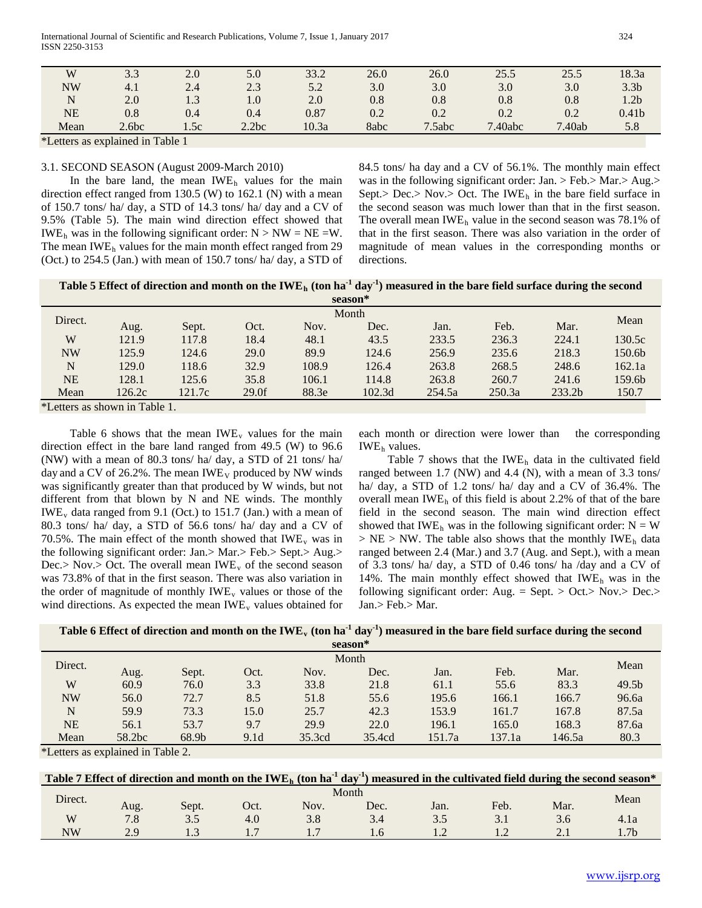| W | 3.3 | 2.0 | 5.0 | 33.2 | 26.0 | 26.0 | 25.5 | 25.5 | 18.3a |
|---|---|---|---|---|---|---|---|---|---|
| NW | 4.1 | 2.4 | 2.3 | 5.2 | 3.0 | 3.0 | 3.0 | 3.0 | 3.3b |
| N | 2.0 | 1.3 | 1.0 | 2.0 | 0.8 | 0.8 | 0.8 | 0.8 | 1.2b |
| NE | 0.8 | 0.4 | 0.4 | 0.87 | 0.2 | 0.2 | 0.2 | 0.2 | 0.41b |
| Mean | 2.6bc | 1.5c | 2.2bc | 10.3a | 8abc | 7.5abc | 7.40abc | 7.40ab | 5.8 |

*Letters as explained in Table 1

### 3.1. SECOND SEASON (August 2009-March 2010)

In the bare land, the mean $IWE_h$ values for the main direction effect ranged from 130.5 (W) to 162.1 (N) with a mean of 150.7 tons/ ha/ day, a STD of 14.3 tons/ ha/ day and a CV of 9.5% (Table 5). The main wind direction effect showed that $IWE_h$ was in the following significant order: N > NW = NE =W. The mean $IWE_h$ values for the main month effect ranged from 29 (Oct.) to 254.5 (Jan.) with mean of 150.7 tons/ ha/ day, a STD of 84.5 tons/ ha day and a CV of 56.1%. The monthly main effect was in the following significant order: Jan. > Feb.> Mar.> Aug.> Sept.> Dec.> Nov.> Oct. The $IWE_h$ in the bare field surface in the second season was much lower than that in the first season. The overall mean $IWE_h$ value in the second season was 78.1% of that in the first season. There was also variation in the order of magnitude of mean values in the corresponding months or directions.

**Table 5 Effect of direction and month on the $IWE_h$ (ton $ha^{-1}$ $day^{-1}$) measured in the bare field surface during the second season***

| Direct. | Month | | | | | | | | Mean |
|---|---|---|---|---|---|---|---|---|---|
| | Aug. | Sept. | Oct. | Nov. | Dec. | Jan. | Feb. | Mar. | |
| W | 121.9 | 117.8 | 18.4 | 48.1 | 43.5 | 233.5 | 236.3 | 224.1 | 130.5c |
| NW | 125.9 | 124.6 | 29.0 | 89.9 | 124.6 | 256.9 | 235.6 | 218.3 | 150.6b |
| N | 129.0 | 118.6 | 32.9 | 108.9 | 126.4 | 263.8 | 268.5 | 248.6 | 162.1a |
| NE | 128.1 | 125.6 | 35.8 | 106.1 | 114.8 | 263.8 | 260.7 | 241.6 | 159.6b |
| Mean | 126.2c | 121.7c | 29.0f | 88.3e | 102.3d | 254.5a | 250.3a | 233.2b | 150.7 |

*Letters as shown in Table 1.

Table 6 shows that the mean $IWE_v$ values for the main direction effect in the bare land ranged from 49.5 (W) to 96.6 (NW) with a mean of 80.3 tons/ ha/ day, a STD of 21 tons/ ha/ day and a CV of 26.2%. The mean $IWE_V$ produced by NW winds was significantly greater than that produced by W winds, but not different from that blown by N and NE winds. The monthly $IWE_v$ data ranged from 9.1 (Oct.) to 151.7 (Jan.) with a mean of 80.3 tons/ ha/ day, a STD of 56.6 tons/ ha/ day and a CV of 70.5%. The main effect of the month showed that $IWE_v$ was in the following significant order: Jan.> Mar.> Feb.> Sept.> Aug.> Dec.> Nov.> Oct. The overall mean $IWE_v$ of the second season was 73.8% of that in the first season. There was also variation in the order of magnitude of monthly $IWE_v$ values or those of the wind directions. As expected the mean $IWE_v$ values obtained for each month or direction were lower than the corresponding $IWE_h$ values.

Table 7 shows that the $IWE_h$ data in the cultivated field ranged between 1.7 (NW) and 4.4 (N), with a mean of 3.3 tons/ ha/ day, a STD of 1.2 tons/ ha/ day and a CV of 36.4%. The overall mean $IWE_h$ of this field is about 2.2% of that of the bare field in the second season. The main wind direction effect showed that $IWE_h$ was in the following significant order: N = W > NE > NW. The table also shows that the monthly $IWE_h$ data ranged between 2.4 (Mar.) and 3.7 (Aug. and Sept.), with a mean of 3.3 tons/ ha/ day, a STD of 0.46 tons/ ha /day and a CV of 14%. The main monthly effect showed that $IWE_h$ was in the following significant order: Aug. = Sept. > Oct.> Nov.> Dec.> Jan.> Feb.> Mar.

**Table 6 Effect of direction and month on the $IWE_v$ (ton $ha^{-1}$ $day^{-1}$) measured in the bare field surface during the second season***

| Direct. | Month | | | | | | | | Mean |
|---|---|---|---|---|---|---|---|---|---|
| | Aug. | Sept. | Oct. | Nov. | Dec. | Jan. | Feb. | Mar. | |
| W | 60.9 | 76.0 | 3.3 | 33.8 | 21.8 | 61.1 | 55.6 | 83.3 | 49.5b |
| NW | 56.0 | 72.7 | 8.5 | 51.8 | 55.6 | 195.6 | 166.1 | 166.7 | 96.6a |
| N | 59.9 | 73.3 | 15.0 | 25.7 | 42.3 | 153.9 | 161.7 | 167.8 | 87.5a |
| NE | 56.1 | 53.7 | 9.7 | 29.9 | 22.0 | 196.1 | 165.0 | 168.3 | 87.6a |
| Mean | 58.2bc | 68.9b | 9.1d | 35.3cd | 35.4cd | 151.7a | 137.1a | 146.5a | 80.3 |

*Letters as explained in Table 2.

**Table 7 Effect of direction and month on the $IWE_h$ (ton $ha^{-1}$ $day^{-1}$) measured in the cultivated field during the second season***

| Direct. | Month | | | | | | | | Mean |
|---|---|---|---|---|---|---|---|---|---|
| | Aug. | Sept. | Oct. | Nov. | Dec. | Jan. | Feb. | Mar. | |
| W | 7.8 | 3.5 | 4.0 | 3.8 | 3.4 | 3.5 | 3.1 | 3.6 | 4.1a |
| NW | 2.9 | 1.3 | 1.7 | 1.7 | 1.6 | 1.2 | 1.2 | 2.1 | 1.7b |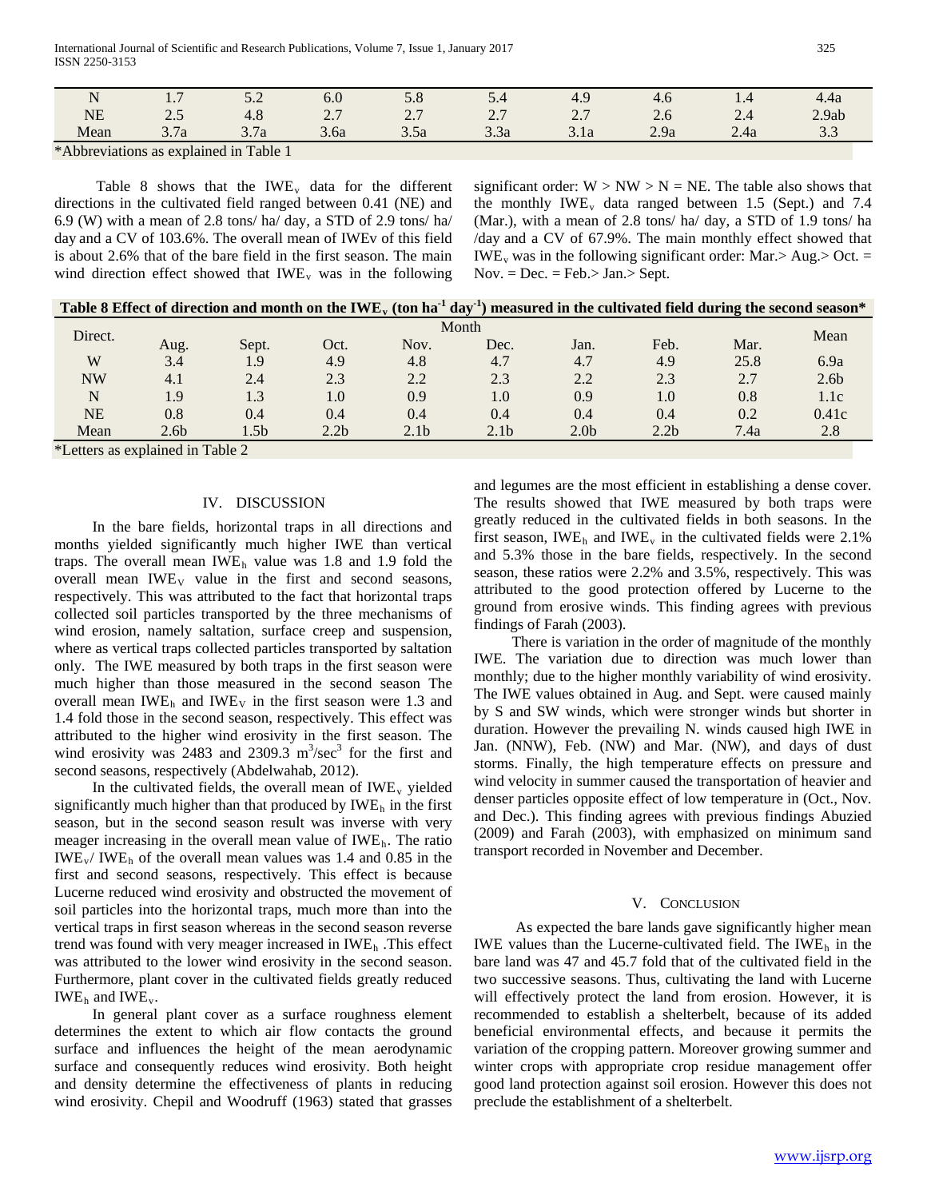| N | 1.7 | 5.2 | 6.0 | 5.8 | 5.4 | 4.9 | 4.6 | 1.4 | 4.4a |
|---|---|---|---|---|---|---|---|---|---|
| NE | 2.5 | 4.8 | 2.7 | 2.7 | 2.7 | 2.7 | 2.6 | 2.4 | 2.9ab |
| Mean | 3.7a | 3.7a | 3.6a | 3.5a | 3.3a | 3.1a | 2.9a | 2.4a | 3.3 |

*Abbreviations as explained in Table 1

Table 8 shows that the $IWE_v$ data for the different directions in the cultivated field ranged between 0.41 (NE) and 6.9 (W) with a mean of 2.8 tons/ ha/ day, a STD of 2.9 tons/ ha/ day and a CV of 103.6%. The overall mean of IWEv of this field is about 2.6% that of the bare field in the first season. The main wind direction effect showed that $IWE_v$ was in the following significant order: W > NW > N = NE. The table also shows that the monthly $IWE_v$ data ranged between 1.5 (Sept.) and 7.4 (Mar.), with a mean of 2.8 tons/ ha/ day, a STD of 1.9 tons/ ha /day and a CV of 67.9%. The main monthly effect showed that $IWE_v$ was in the following significant order: Mar.> Aug.> Oct. = Nov. = Dec. = Feb.> Jan.> Sept.

**Table 8 Effect of direction and month on the $IWE_v$ (ton $ha^{-1}$ $day^{-1}$) measured in the cultivated field during the second season***

| Direct. | Month | | | | | | | | Mean |
|---|---|---|---|---|---|---|---|---|---|
| | Aug. | Sept. | Oct. | Nov. | Dec. | Jan. | Feb. | Mar. | |
| W | 3.4 | 1.9 | 4.9 | 4.8 | 4.7 | 4.7 | 4.9 | 25.8 | 6.9a |
| NW | 4.1 | 2.4 | 2.3 | 2.2 | 2.3 | 2.2 | 2.3 | 2.7 | 2.6b |
| N | 1.9 | 1.3 | 1.0 | 0.9 | 1.0 | 0.9 | 1.0 | 0.8 | 1.1c |
| NE | 0.8 | 0.4 | 0.4 | 0.4 | 0.4 | 0.4 | 0.4 | 0.2 | 0.41c |
| Mean | 2.6b | 1.5b | 2.2b | 2.1b | 2.1b | 2.0b | 2.2b | 7.4a | 2.8 |

*Letters as explained in Table 2

## IV. Discussion

In the bare fields, horizontal traps in all directions and months yielded significantly much higher IWE than vertical traps. The overall mean $IWE_h$ value was 1.8 and 1.9 fold the overall mean $IWE_V$ value in the first and second seasons, respectively. This was attributed to the fact that horizontal traps collected soil particles transported by the three mechanisms of wind erosion, namely saltation, surface creep and suspension, where as vertical traps collected particles transported by saltation only. The IWE measured by both traps in the first season were much higher than those measured in the second season The overall mean $IWE_h$ and $IWE_V$ in the first season were 1.3 and 1.4 fold those in the second season, respectively. This effect was attributed to the higher wind erosivity in the first season. The wind erosivity was 2483 and 2309.3 $m^3/sec^3$ for the first and second seasons, respectively (Abdelwahab, 2012).

In the cultivated fields, the overall mean of $IWE_v$ yielded significantly much higher than that produced by $IWE_h$ in the first season, but in the second season result was inverse with very meager increasing in the overall mean value of $IWE_h$. The ratio $IWE_v$/ $IWE_h$ of the overall mean values was 1.4 and 0.85 in the first and second seasons, respectively. This effect is because Lucerne reduced wind erosivity and obstructed the movement of soil particles into the horizontal traps, much more than into the vertical traps in first season whereas in the second season reverse trend was found with very meager increased in $IWE_h$ .This effect was attributed to the lower wind erosivity in the second season. Furthermore, plant cover in the cultivated fields greatly reduced $IWE_h$ and $IWE_v$.

In general plant cover as a surface roughness element determines the extent to which air flow contacts the ground surface and influences the height of the mean aerodynamic surface and consequently reduces wind erosivity. Both height and density determine the effectiveness of plants in reducing wind erosivity. Chepil and Woodruff (1963) stated that grasses and legumes are the most efficient in establishing a dense cover. The results showed that IWE measured by both traps were greatly reduced in the cultivated fields in both seasons. In the first season, $IWE_h$ and $IWE_v$ in the cultivated fields were 2.1% and 5.3% those in the bare fields, respectively. In the second season, these ratios were 2.2% and 3.5%, respectively. This was attributed to the good protection offered by Lucerne to the ground from erosive winds. This finding agrees with previous findings of Farah (2003).

There is variation in the order of magnitude of the monthly IWE. The variation due to direction was much lower than monthly; due to the higher monthly variability of wind erosivity. The IWE values obtained in Aug. and Sept. were caused mainly by S and SW winds, which were stronger winds but shorter in duration. However the prevailing N. winds caused high IWE in Jan. (NNW), Feb. (NW) and Mar. (NW), and days of dust storms. Finally, the high temperature effects on pressure and wind velocity in summer caused the transportation of heavier and denser particles opposite effect of low temperature in (Oct., Nov. and Dec.). This finding agrees with previous findings Abuzied (2009) and Farah (2003), with emphasized on minimum sand transport recorded in November and December.

## V. Conclusion

As expected the bare lands gave significantly higher mean IWE values than the Lucerne-cultivated field. The $IWE_h$ in the bare land was 47 and 45.7 fold that of the cultivated field in the two successive seasons. Thus, cultivating the land with Lucerne will effectively protect the land from erosion. However, it is recommended to establish a shelterbelt, because of its added beneficial environmental effects, and because it permits the variation of the cropping pattern. Moreover growing summer and winter crops with appropriate crop residue management offer good land protection against soil erosion. However this does not preclude the establishment of a shelterbelt.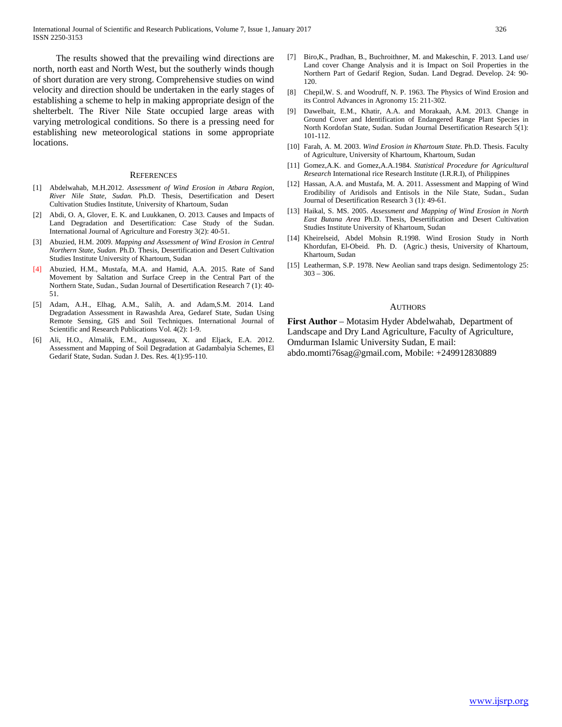The results showed that the prevailing wind directions are north, north east and North West, but the southerly winds though of short duration are very strong. Comprehensive studies on wind velocity and direction should be undertaken in the early stages of establishing a scheme to help in making appropriate design of the shelterbelt. The River Nile State occupied large areas with varying metrological conditions. So there is a pressing need for establishing new meteorological stations in some appropriate locations.

## REFERENCES

[1] Abdelwahab, M.H.2012. *Assessment of Wind Erosion in Atbara Region, River Nile State, Sudan.* Ph.D. Thesis, Desertification and Desert Cultivation Studies Institute, University of Khartoum, Sudan

[2] Abdi, O. A, Glover, E. K. and Luukkanen, O. 2013. Causes and Impacts of Land Degradation and Desertification: Case Study of the Sudan. International Journal of Agriculture and Forestry 3(2): 40-51.

[3] Abuzied, H.M. 2009. *Mapping and Assessment of Wind Erosion in Central Northern State, Sudan.* Ph.D. Thesis, Desertification and Desert Cultivation Studies Institute University of Khartoum, Sudan

[4] Abuzied, H.M., Mustafa, M.A. and Hamid, A.A. 2015. Rate of Sand Movement by Saltation and Surface Creep in the Central Part of the Northern State, Sudan., Sudan Journal of Desertification Research 7 (1): 40-51.

[5] Adam, A.H., Elhag, A.M., Salih, A. and Adam,S.M. 2014. Land Degradation Assessment in Rawashda Area, Gedaref State, Sudan Using Remote Sensing, GIS and Soil Techniques. International Journal of Scientific and Research Publications Vol. 4(2): 1-9.

[6] Ali, H.O., Almalik, E.M., Augusseau, X. and Eljack, E.A. 2012. Assessment and Mapping of Soil Degradation at Gadambalyia Schemes, El Gedarif State, Sudan. Sudan J. Des. Res. 4(1):95-110.

[7] Biro,K., Pradhan, B., Buchroithner, M. and Makeschin, F. 2013. Land use/ Land cover Change Analysis and it is Impact on Soil Properties in the Northern Part of Gedarif Region, Sudan. Land Degrad. Develop. 24: 90-120.

[8] Chepil,W. S. and Woodruff, N. P. 1963. The Physics of Wind Erosion and its Control Advances in Agronomy 15: 211-302.

[9] Dawelbait, E.M., Khatir, A.A. and Morakaah, A.M. 2013. Change in Ground Cover and Identification of Endangered Range Plant Species in North Kordofan State, Sudan. Sudan Journal Desertification Research 5(1): 101-112.

[10] Farah, A. M. 2003. *Wind Erosion in Khartoum State.* Ph.D. Thesis. Faculty of Agriculture, University of Khartoum, Khartoum, Sudan

[11] Gomez,A.K. and Gomez,A.A.1984. *Statistical Procedure for Agricultural Research* International rice Research Institute (I.R.R.I), of Philippines

[12] Hassan, A.A. and Mustafa, M. A. 2011. Assessment and Mapping of Wind Erodibility of Aridisols and Entisols in the Nile State, Sudan., Sudan Journal of Desertification Research 3 (1): 49-61.

[13] Haikal, S. MS. 2005. *Assessment and Mapping of Wind Erosion in North East Butana Area* Ph.D. Thesis, Desertification and Desert Cultivation Studies Institute University of Khartoum, Sudan

[14] Kheirelseid, Abdel Mohsin R.1998. Wind Erosion Study in North Khordufan, El-Obeid. Ph. D. (Agric.) thesis, University of Khartoum, Khartoum, Sudan

[15] Leatherman, S.P. 1978. New Aeolian sand traps design. Sedimentology 25: 303 – 306.

## AUTHORS

**First Author** – Motasim Hyder Abdelwahab, Department of Landscape and Dry Land Agriculture, Faculty of Agriculture, Omdurman Islamic University Sudan, E mail: abdo.momti76sag@gmail.com, Mobile: +249912830889